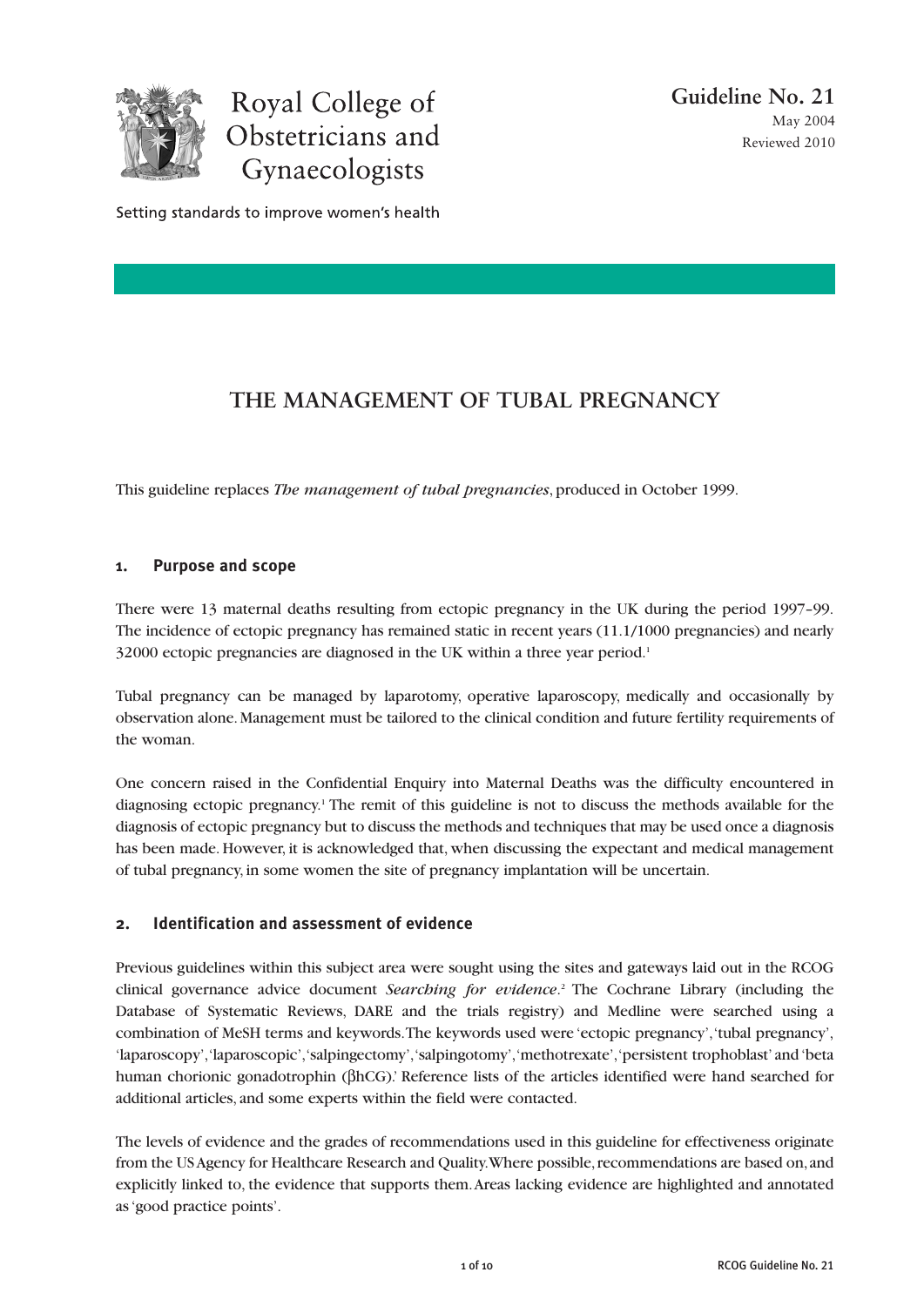Royal College of Obstetricians and Gynaecologists

Setting standards to improve women's health

**Guideline No. 21**
May 2004
Reviewed 2010

# THE MANAGEMENT OF TUBAL PREGNANCY

This guideline replaces *The management of tubal pregnancies*, produced in October 1999.

## 1. Purpose and scope

There were 13 maternal deaths resulting from ectopic pregnancy in the UK during the period 1997–99. The incidence of ectopic pregnancy has remained static in recent years (11.1/1000 pregnancies) and nearly 32000 ectopic pregnancies are diagnosed in the UK within a three year period.[1]

Tubal pregnancy can be managed by laparotomy, operative laparoscopy, medically and occasionally by observation alone. Management must be tailored to the clinical condition and future fertility requirements of the woman.

One concern raised in the Confidential Enquiry into Maternal Deaths was the difficulty encountered in diagnosing ectopic pregnancy.[1] The remit of this guideline is not to discuss the methods available for the diagnosis of ectopic pregnancy but to discuss the methods and techniques that may be used once a diagnosis has been made. However, it is acknowledged that, when discussing the expectant and medical management of tubal pregnancy, in some women the site of pregnancy implantation will be uncertain.

## 2. Identification and assessment of evidence

Previous guidelines within this subject area were sought using the sites and gateways laid out in the RCOG clinical governance advice document *Searching for evidence*.[2] The Cochrane Library (including the Database of Systematic Reviews, DARE and the trials registry) and Medline were searched using a combination of MeSH terms and keywords. The keywords used were 'ectopic pregnancy', 'tubal pregnancy', 'laparoscopy', 'laparoscopic', 'salpingectomy', 'salpingotomy', 'methotrexate', 'persistent trophoblast' and 'beta human chorionic gonadotrophin (βhCG).' Reference lists of the articles identified were hand searched for additional articles, and some experts within the field were contacted.

The levels of evidence and the grades of recommendations used in this guideline for effectiveness originate from the US Agency for Healthcare Research and Quality. Where possible, recommendations are based on, and explicitly linked to, the evidence that supports them. Areas lacking evidence are highlighted and annotated as 'good practice points'.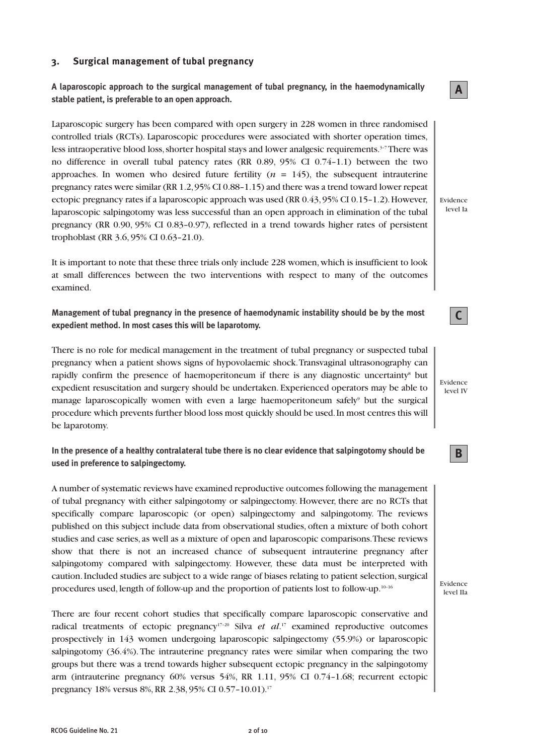## 3. Surgical management of tubal pregnancy

**A laparoscopic approach to the surgical management of tubal pregnancy, in the haemodynamically stable patient, is preferable to an open approach.**

**A**

Laparoscopic surgery has been compared with open surgery in 228 women in three randomised controlled trials (RCTs). Laparoscopic procedures were associated with shorter operation times, less intraoperative blood loss, shorter hospital stays and lower analgesic requirements.[3–7] There was no difference in overall tubal patency rates (RR 0.89, 95% CI 0.74–1.1) between the two approaches. In women who desired future fertility ($n$ = 145), the subsequent intrauterine pregnancy rates were similar (RR 1.2, 95% CI 0.88–1.15) and there was a trend toward lower repeat ectopic pregnancy rates if a laparoscopic approach was used (RR 0.43, 95% CI 0.15–1.2). However, laparoscopic salpingotomy was less successful than an open approach in elimination of the tubal pregnancy (RR 0.90, 95% CI 0.83–0.97), reflected in a trend towards higher rates of persistent trophoblast (RR 3.6, 95% CI 0.63–21.0).

Evidence level Ia

It is important to note that these three trials only include 228 women, which is insufficient to look at small differences between the two interventions with respect to many of the outcomes examined.

**Management of tubal pregnancy in the presence of haemodynamic instability should be by the most expedient method. In most cases this will be laparotomy.**

**C**

There is no role for medical management in the treatment of tubal pregnancy or suspected tubal pregnancy when a patient shows signs of hypovolaemic shock. Transvaginal ultrasonography can rapidly confirm the presence of haemoperitoneum if there is any diagnostic uncertainty[8] but expedient resuscitation and surgery should be undertaken. Experienced operators may be able to manage laparoscopically women with even a large haemoperitoneum safely[9] but the surgical procedure which prevents further blood loss most quickly should be used. In most centres this will be laparotomy.

Evidence level IV

**In the presence of a healthy contralateral tube there is no clear evidence that salpingotomy should be used in preference to salpingectomy.**

**B**

A number of systematic reviews have examined reproductive outcomes following the management of tubal pregnancy with either salpingotomy or salpingectomy. However, there are no RCTs that specifically compare laparoscopic (or open) salpingectomy and salpingotomy. The reviews published on this subject include data from observational studies, often a mixture of both cohort studies and case series, as well as a mixture of open and laparoscopic comparisons. These reviews show that there is not an increased chance of subsequent intrauterine pregnancy after salpingotomy compared with salpingectomy. However, these data must be interpreted with caution. Included studies are subject to a wide range of biases relating to patient selection, surgical procedures used, length of follow-up and the proportion of patients lost to follow-up.[10–16]

Evidence level IIa

There are four recent cohort studies that specifically compare laparoscopic conservative and radical treatments of ectopic pregnancy[17–20] Silva *et al*.[17] examined reproductive outcomes prospectively in 143 women undergoing laparoscopic salpingectomy (55.9%) or laparoscopic salpingotomy (36.4%). The intrauterine pregnancy rates were similar when comparing the two groups but there was a trend towards higher subsequent ectopic pregnancy in the salpingotomy arm (intrauterine pregnancy 60% versus 54%, RR 1.11, 95% CI 0.74–1.68; recurrent ectopic pregnancy 18% versus 8%, RR 2.38, 95% CI 0.57–10.01).[17]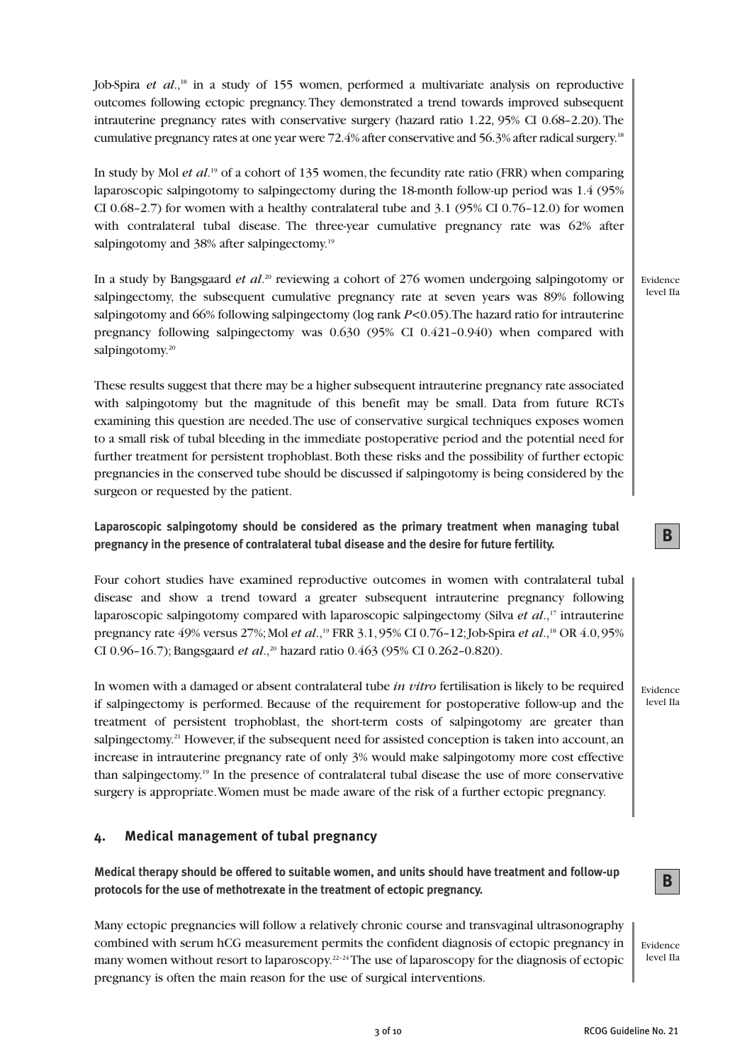Job-Spira *et al*.,[18] in a study of 155 women, performed a multivariate analysis on reproductive outcomes following ectopic pregnancy. They demonstrated a trend towards improved subsequent intrauterine pregnancy rates with conservative surgery (hazard ratio 1.22, 95% CI 0.68–2.20). The cumulative pregnancy rates at one year were 72.4% after conservative and 56.3% after radical surgery.[18]

In study by Mol *et al*.[19] of a cohort of 135 women, the fecundity rate ratio (FRR) when comparing laparoscopic salpingotomy to salpingectomy during the 18-month follow-up period was 1.4 (95% CI 0.68–2.7) for women with a healthy contralateral tube and 3.1 (95% CI 0.76–12.0) for women with contralateral tubal disease. The three-year cumulative pregnancy rate was 62% after salpingotomy and 38% after salpingectomy.[19]

In a study by Bangsgaard *et al*.[20] reviewing a cohort of 276 women undergoing salpingotomy or salpingectomy, the subsequent cumulative pregnancy rate at seven years was 89% following salpingotomy and 66% following salpingectomy (log rank $P<0.05$). The hazard ratio for intrauterine pregnancy following salpingectomy was 0.630 (95% CI 0.421–0.940) when compared with salpingotomy.[20]

Evidence level IIa

These results suggest that there may be a higher subsequent intrauterine pregnancy rate associated with salpingotomy but the magnitude of this benefit may be small. Data from future RCTs examining this question are needed. The use of conservative surgical techniques exposes women to a small risk of tubal bleeding in the immediate postoperative period and the potential need for further treatment for persistent trophoblast. Both these risks and the possibility of further ectopic pregnancies in the conserved tube should be discussed if salpingotomy is being considered by the surgeon or requested by the patient.

**Laparoscopic salpingotomy should be considered as the primary treatment when managing tubal pregnancy in the presence of contralateral tubal disease and the desire for future fertility.**

**B**

Four cohort studies have examined reproductive outcomes in women with contralateral tubal disease and show a trend toward a greater subsequent intrauterine pregnancy following laparoscopic salpingotomy compared with laparoscopic salpingectomy (Silva *et al*.,[17] intrauterine pregnancy rate 49% versus 27%; Mol *et al*.,[19] FRR 3.1, 95% CI 0.76–12; Job-Spira *et al*.,[18] OR 4.0, 95% CI 0.96–16.7); Bangsgaard *et al*.,[20] hazard ratio 0.463 (95% CI 0.262–0.820).

In women with a damaged or absent contralateral tube *in vitro* fertilisation is likely to be required if salpingectomy is performed. Because of the requirement for postoperative follow-up and the treatment of persistent trophoblast, the short-term costs of salpingotomy are greater than salpingectomy.[21] However, if the subsequent need for assisted conception is taken into account, an increase in intrauterine pregnancy rate of only 3% would make salpingotomy more cost effective than salpingectomy.[19] In the presence of contralateral tubal disease the use of more conservative surgery is appropriate. Women must be made aware of the risk of a further ectopic pregnancy.

Evidence level IIa

## 4. Medical management of tubal pregnancy

**Medical therapy should be offered to suitable women, and units should have treatment and follow-up protocols for the use of methotrexate in the treatment of ectopic pregnancy.**

**B**

Many ectopic pregnancies will follow a relatively chronic course and transvaginal ultrasonography combined with serum hCG measurement permits the confident diagnosis of ectopic pregnancy in many women without resort to laparoscopy.[22–24] The use of laparoscopy for the diagnosis of ectopic pregnancy is often the main reason for the use of surgical interventions.

Evidence level IIa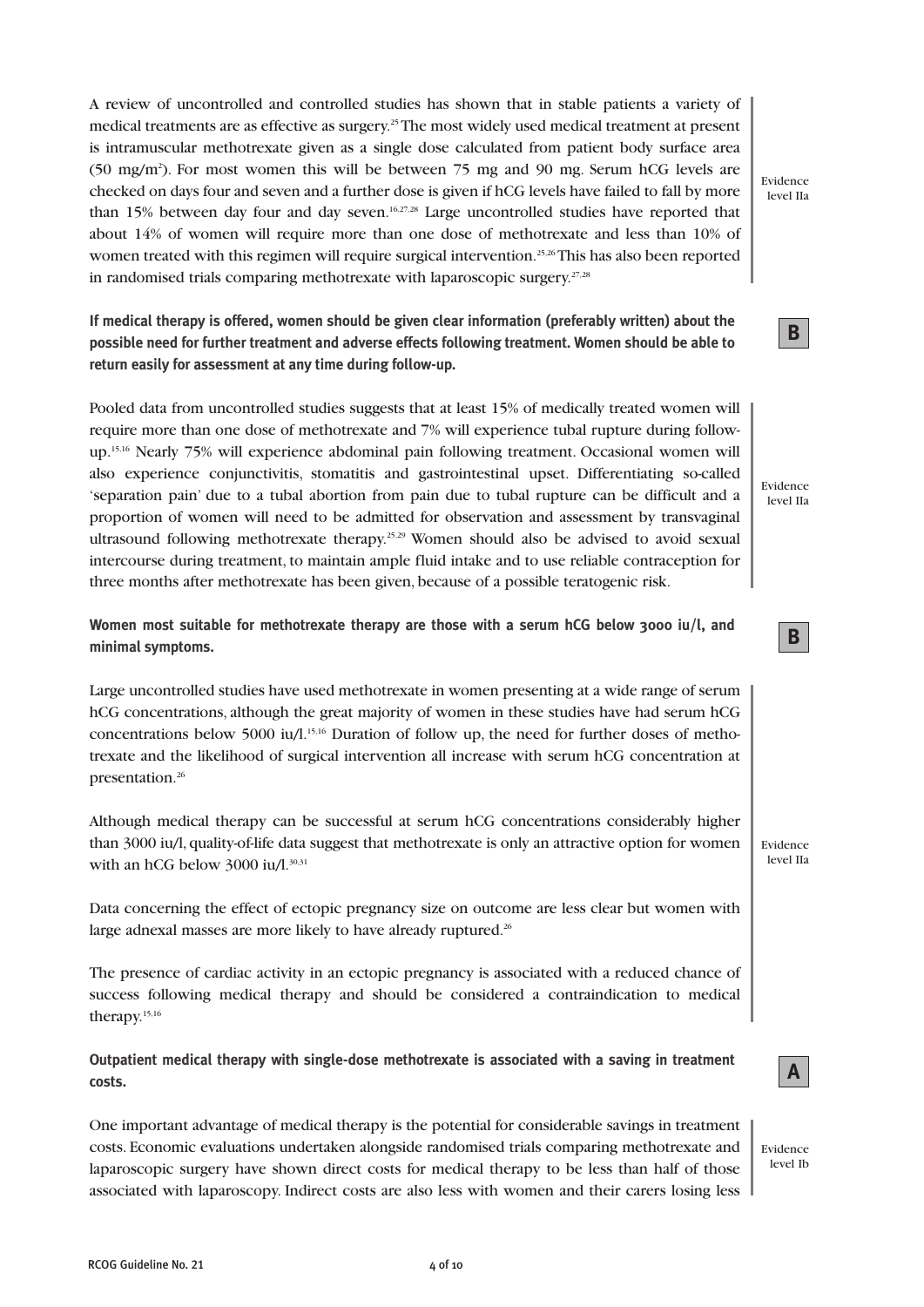A review of uncontrolled and controlled studies has shown that in stable patients a variety of medical treatments are as effective as surgery.[25] The most widely used medical treatment at present is intramuscular methotrexate given as a single dose calculated from patient body surface area (50 mg/m$^2$). For most women this will be between 75 mg and 90 mg. Serum hCG levels are checked on days four and seven and a further dose is given if hCG levels have failed to fall by more than 15% between day four and day seven.[16,27,28] Large uncontrolled studies have reported that about 14% of women will require more than one dose of methotrexate and less than 10% of women treated with this regimen will require surgical intervention.[25,26] This has also been reported in randomised trials comparing methotrexate with laparoscopic surgery.[27,28]

Evidence level IIa

**If medical therapy is offered, women should be given clear information (preferably written) about the possible need for further treatment and adverse effects following treatment. Women should be able to return easily for assessment at any time during follow-up.**

**B**

Pooled data from uncontrolled studies suggests that at least 15% of medically treated women will require more than one dose of methotrexate and 7% will experience tubal rupture during follow-up.[15,16] Nearly 75% will experience abdominal pain following treatment. Occasional women will also experience conjunctivitis, stomatitis and gastrointestinal upset. Differentiating so-called 'separation pain' due to a tubal abortion from pain due to tubal rupture can be difficult and a proportion of women will need to be admitted for observation and assessment by transvaginal ultrasound following methotrexate therapy.[25,29] Women should also be advised to avoid sexual intercourse during treatment, to maintain ample fluid intake and to use reliable contraception for three months after methotrexate has been given, because of a possible teratogenic risk.

Evidence level IIa

**Women most suitable for methotrexate therapy are those with a serum hCG below 3000 iu/l, and minimal symptoms.**

**B**

Large uncontrolled studies have used methotrexate in women presenting at a wide range of serum hCG concentrations, although the great majority of women in these studies have had serum hCG concentrations below 5000 iu/l.[15,16] Duration of follow up, the need for further doses of methotrexate and the likelihood of surgical intervention all increase with serum hCG concentration at presentation.[26]

Although medical therapy can be successful at serum hCG concentrations considerably higher than 3000 iu/l, quality-of-life data suggest that methotrexate is only an attractive option for women with an hCG below 3000 iu/l.[30,31]

Evidence level IIa

Data concerning the effect of ectopic pregnancy size on outcome are less clear but women with large adnexal masses are more likely to have already ruptured.[26]

The presence of cardiac activity in an ectopic pregnancy is associated with a reduced chance of success following medical therapy and should be considered a contraindication to medical therapy.[15,16]

**Outpatient medical therapy with single-dose methotrexate is associated with a saving in treatment costs.**

**A**

One important advantage of medical therapy is the potential for considerable savings in treatment costs. Economic evaluations undertaken alongside randomised trials comparing methotrexate and laparoscopic surgery have shown direct costs for medical therapy to be less than half of those associated with laparoscopy. Indirect costs are also less with women and their carers losing less

Evidence level Ib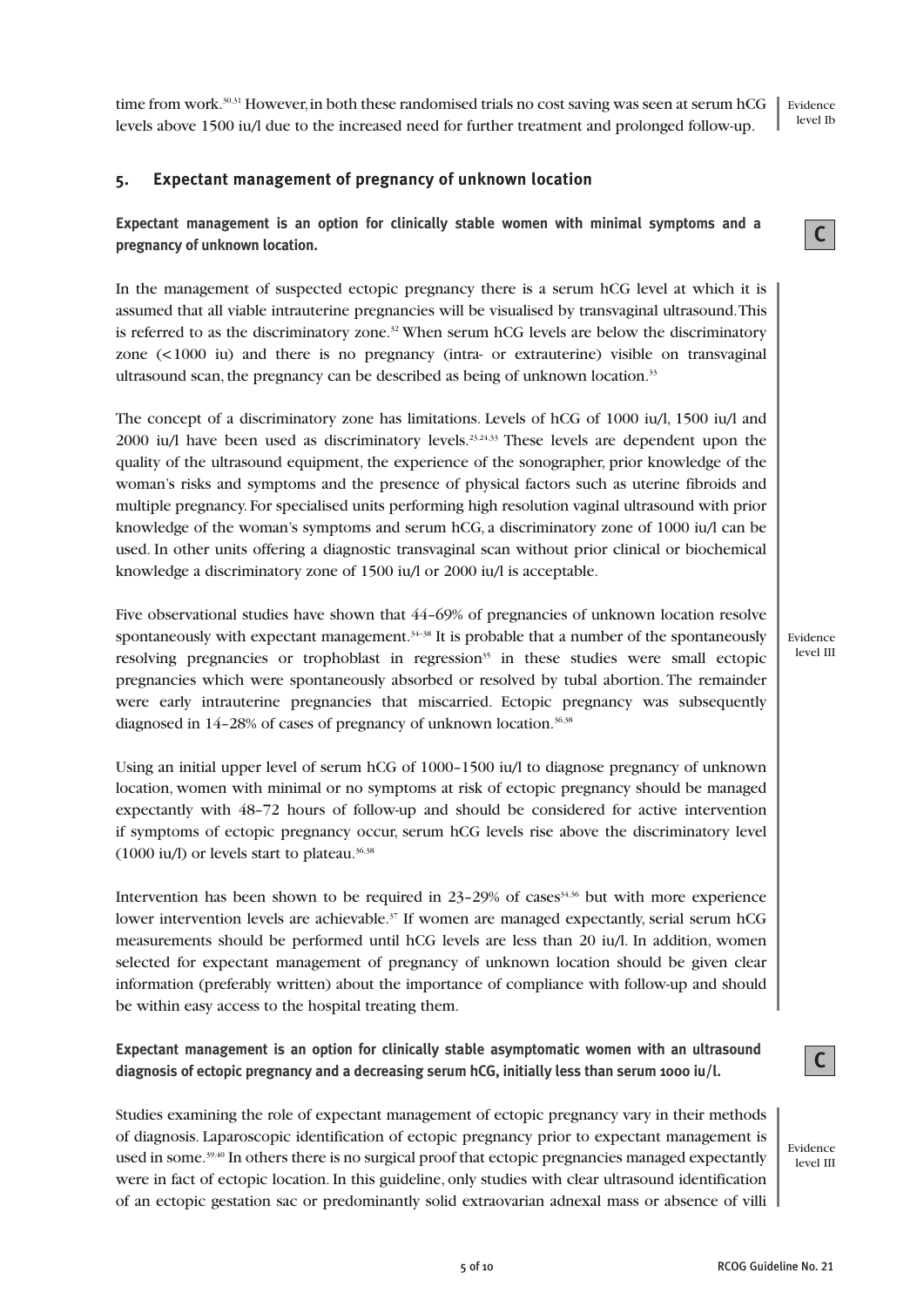time from work.[30,31] However, in both these randomised trials no cost saving was seen at serum hCG levels above 1500 iu/l due to the increased need for further treatment and prolonged follow-up.

Evidence level Ib

## 5. Expectant management of pregnancy of unknown location

**Expectant management is an option for clinically stable women with minimal symptoms and a pregnancy of unknown location.**

**C**

In the management of suspected ectopic pregnancy there is a serum hCG level at which it is assumed that all viable intrauterine pregnancies will be visualised by transvaginal ultrasound. This is referred to as the discriminatory zone.[32] When serum hCG levels are below the discriminatory zone (<1000 iu) and there is no pregnancy (intra- or extrauterine) visible on transvaginal ultrasound scan, the pregnancy can be described as being of unknown location.[33]

The concept of a discriminatory zone has limitations. Levels of hCG of 1000 iu/l, 1500 iu/l and 2000 iu/l have been used as discriminatory levels.[23,24,33] These levels are dependent upon the quality of the ultrasound equipment, the experience of the sonographer, prior knowledge of the woman's risks and symptoms and the presence of physical factors such as uterine fibroids and multiple pregnancy. For specialised units performing high resolution vaginal ultrasound with prior knowledge of the woman's symptoms and serum hCG, a discriminatory zone of 1000 iu/l can be used. In other units offering a diagnostic transvaginal scan without prior clinical or biochemical knowledge a discriminatory zone of 1500 iu/l or 2000 iu/l is acceptable.

Five observational studies have shown that 44–69% of pregnancies of unknown location resolve spontaneously with expectant management.[34–38] It is probable that a number of the spontaneously resolving pregnancies or trophoblast in regression[35] in these studies were small ectopic pregnancies which were spontaneously absorbed or resolved by tubal abortion. The remainder were early intrauterine pregnancies that miscarried. Ectopic pregnancy was subsequently diagnosed in 14–28% of cases of pregnancy of unknown location.[36,38]

Evidence level III

Using an initial upper level of serum hCG of 1000–1500 iu/l to diagnose pregnancy of unknown location, women with minimal or no symptoms at risk of ectopic pregnancy should be managed expectantly with 48–72 hours of follow-up and should be considered for active intervention if symptoms of ectopic pregnancy occur, serum hCG levels rise above the discriminatory level (1000 iu/l) or levels start to plateau.[36,38]

Intervention has been shown to be required in 23–29% of cases[34,36] but with more experience lower intervention levels are achievable.[37] If women are managed expectantly, serial serum hCG measurements should be performed until hCG levels are less than 20 iu/l. In addition, women selected for expectant management of pregnancy of unknown location should be given clear information (preferably written) about the importance of compliance with follow-up and should be within easy access to the hospital treating them.

**Expectant management is an option for clinically stable asymptomatic women with an ultrasound diagnosis of ectopic pregnancy and a decreasing serum hCG, initially less than serum 1000 iu/l.**

**C**

Studies examining the role of expectant management of ectopic pregnancy vary in their methods of diagnosis. Laparoscopic identification of ectopic pregnancy prior to expectant management is used in some.[39,40] In others there is no surgical proof that ectopic pregnancies managed expectantly were in fact of ectopic location. In this guideline, only studies with clear ultrasound identification of an ectopic gestation sac or predominantly solid extraovarian adnexal mass or absence of villi

Evidence level III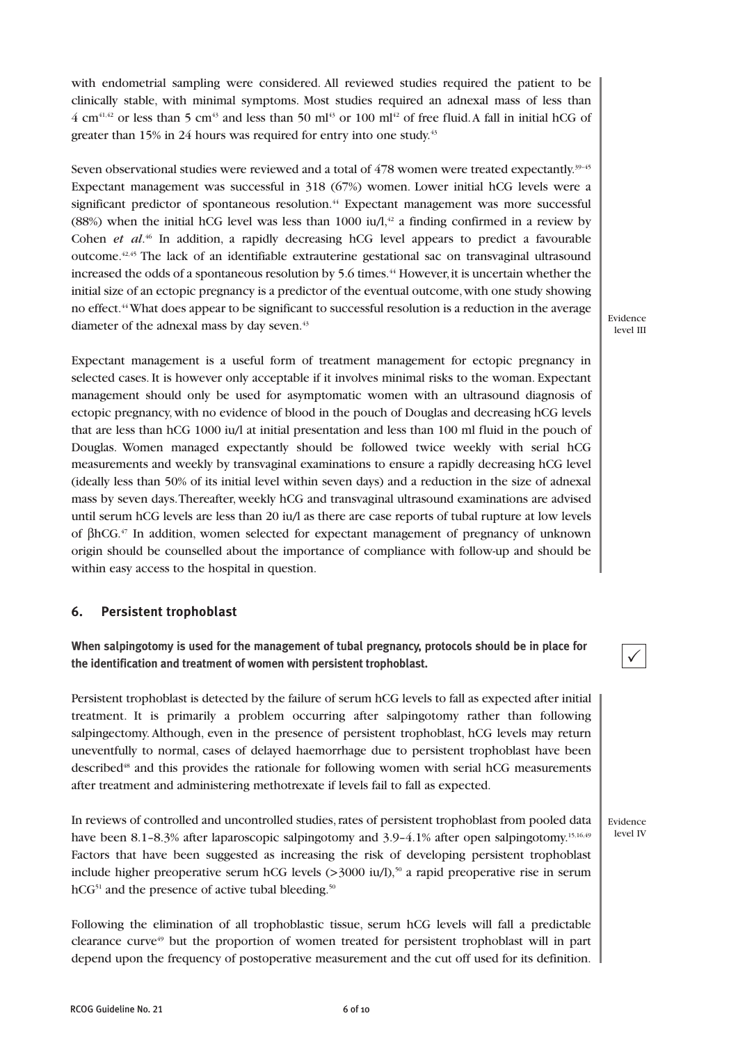with endometrial sampling were considered. All reviewed studies required the patient to be clinically stable, with minimal symptoms. Most studies required an adnexal mass of less than 4 cm[41,42] or less than 5 cm[43] and less than 50 ml[43] or 100 ml[42] of free fluid. A fall in initial hCG of greater than 15% in 24 hours was required for entry into one study.[43]

Seven observational studies were reviewed and a total of 478 women were treated expectantly.[39–45] Expectant management was successful in 318 (67%) women. Lower initial hCG levels were a significant predictor of spontaneous resolution.[44] Expectant management was more successful (88%) when the initial hCG level was less than 1000 iu/l,[42] a finding confirmed in a review by Cohen *et al*.[46] In addition, a rapidly decreasing hCG level appears to predict a favourable outcome.[42,45] The lack of an identifiable extrauterine gestational sac on transvaginal ultrasound increased the odds of a spontaneous resolution by 5.6 times.[44] However, it is uncertain whether the initial size of an ectopic pregnancy is a predictor of the eventual outcome, with one study showing no effect.[44] What does appear to be significant to successful resolution is a reduction in the average diameter of the adnexal mass by day seven.[43]

Evidence level III

Expectant management is a useful form of treatment management for ectopic pregnancy in selected cases. It is however only acceptable if it involves minimal risks to the woman. Expectant management should only be used for asymptomatic women with an ultrasound diagnosis of ectopic pregnancy, with no evidence of blood in the pouch of Douglas and decreasing hCG levels that are less than hCG 1000 iu/l at initial presentation and less than 100 ml fluid in the pouch of Douglas. Women managed expectantly should be followed twice weekly with serial hCG measurements and weekly by transvaginal examinations to ensure a rapidly decreasing hCG level (ideally less than 50% of its initial level within seven days) and a reduction in the size of adnexal mass by seven days. Thereafter, weekly hCG and transvaginal ultrasound examinations are advised until serum hCG levels are less than 20 iu/l as there are case reports of tubal rupture at low levels of βhCG.[47] In addition, women selected for expectant management of pregnancy of unknown origin should be counselled about the importance of compliance with follow-up and should be within easy access to the hospital in question.

## 6. Persistent trophoblast

**When salpingotomy is used for the management of tubal pregnancy, protocols should be in place for the identification and treatment of women with persistent trophoblast.**

✓

Persistent trophoblast is detected by the failure of serum hCG levels to fall as expected after initial treatment. It is primarily a problem occurring after salpingotomy rather than following salpingectomy. Although, even in the presence of persistent trophoblast, hCG levels may return uneventfully to normal, cases of delayed haemorrhage due to persistent trophoblast have been described[48] and this provides the rationale for following women with serial hCG measurements after treatment and administering methotrexate if levels fail to fall as expected.

In reviews of controlled and uncontrolled studies, rates of persistent trophoblast from pooled data have been 8.1–8.3% after laparoscopic salpingotomy and 3.9–4.1% after open salpingotomy.[15,16,49] Factors that have been suggested as increasing the risk of developing persistent trophoblast include higher preoperative serum hCG levels (>3000 iu/l),[50] a rapid preoperative rise in serum hCG[51] and the presence of active tubal bleeding.[50]

Evidence level IV

Following the elimination of all trophoblastic tissue, serum hCG levels will fall a predictable clearance curve[49] but the proportion of women treated for persistent trophoblast will in part depend upon the frequency of postoperative measurement and the cut off used for its definition.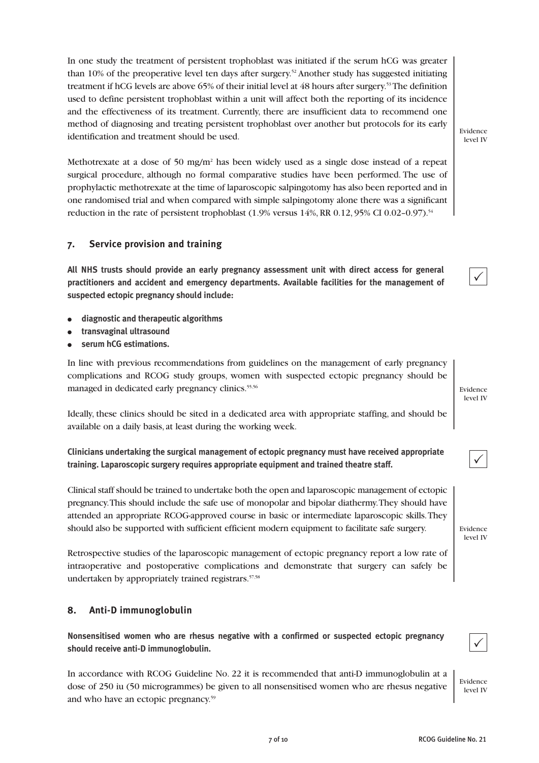In one study the treatment of persistent trophoblast was initiated if the serum hCG was greater than 10% of the preoperative level ten days after surgery.[52] Another study has suggested initiating treatment if hCG levels are above 65% of their initial level at 48 hours after surgery.[53] The definition used to define persistent trophoblast within a unit will affect both the reporting of its incidence and the effectiveness of its treatment. Currently, there are insufficient data to recommend one method of diagnosing and treating persistent trophoblast over another but protocols for its early identification and treatment should be used.

Methotrexate at a dose of 50 mg/m$^2$ has been widely used as a single dose instead of a repeat surgical procedure, although no formal comparative studies have been performed. The use of prophylactic methotrexate at the time of laparoscopic salpingotomy has also been reported and in one randomised trial and when compared with simple salpingotomy alone there was a significant reduction in the rate of persistent trophoblast (1.9% versus 14%, RR 0.12, 95% CI 0.02–0.97).[54]

Evidence level IV

## 7. Service provision and training

**All NHS trusts should provide an early pregnancy assessment unit with direct access for general practitioners and accident and emergency departments. Available facilities for the management of suspected ectopic pregnancy should include:**

- **diagnostic and therapeutic algorithms**
- **transvaginal ultrasound**
- **serum hCG estimations.**

✓

In line with previous recommendations from guidelines on the management of early pregnancy complications and RCOG study groups, women with suspected ectopic pregnancy should be managed in dedicated early pregnancy clinics.[55,56]

Ideally, these clinics should be sited in a dedicated area with appropriate staffing, and should be available on a daily basis, at least during the working week.

Evidence level IV

**Clinicians undertaking the surgical management of ectopic pregnancy must have received appropriate training. Laparoscopic surgery requires appropriate equipment and trained theatre staff.**

✓

Clinical staff should be trained to undertake both the open and laparoscopic management of ectopic pregnancy. This should include the safe use of monopolar and bipolar diathermy. They should have attended an appropriate RCOG-approved course in basic or intermediate laparoscopic skills. They should also be supported with sufficient efficient modern equipment to facilitate safe surgery.

Retrospective studies of the laparoscopic management of ectopic pregnancy report a low rate of intraoperative and postoperative complications and demonstrate that surgery can safely be undertaken by appropriately trained registrars.[57,58]

Evidence level IV

## 8. Anti-D immunoglobulin

**Nonsensitised women who are rhesus negative with a confirmed or suspected ectopic pregnancy should receive anti-D immunoglobulin.**

✓

In accordance with RCOG Guideline No. 22 it is recommended that anti-D immunoglobulin at a dose of 250 iu (50 microgrammes) be given to all nonsensitised women who are rhesus negative and who have an ectopic pregnancy.[59]

Evidence level IV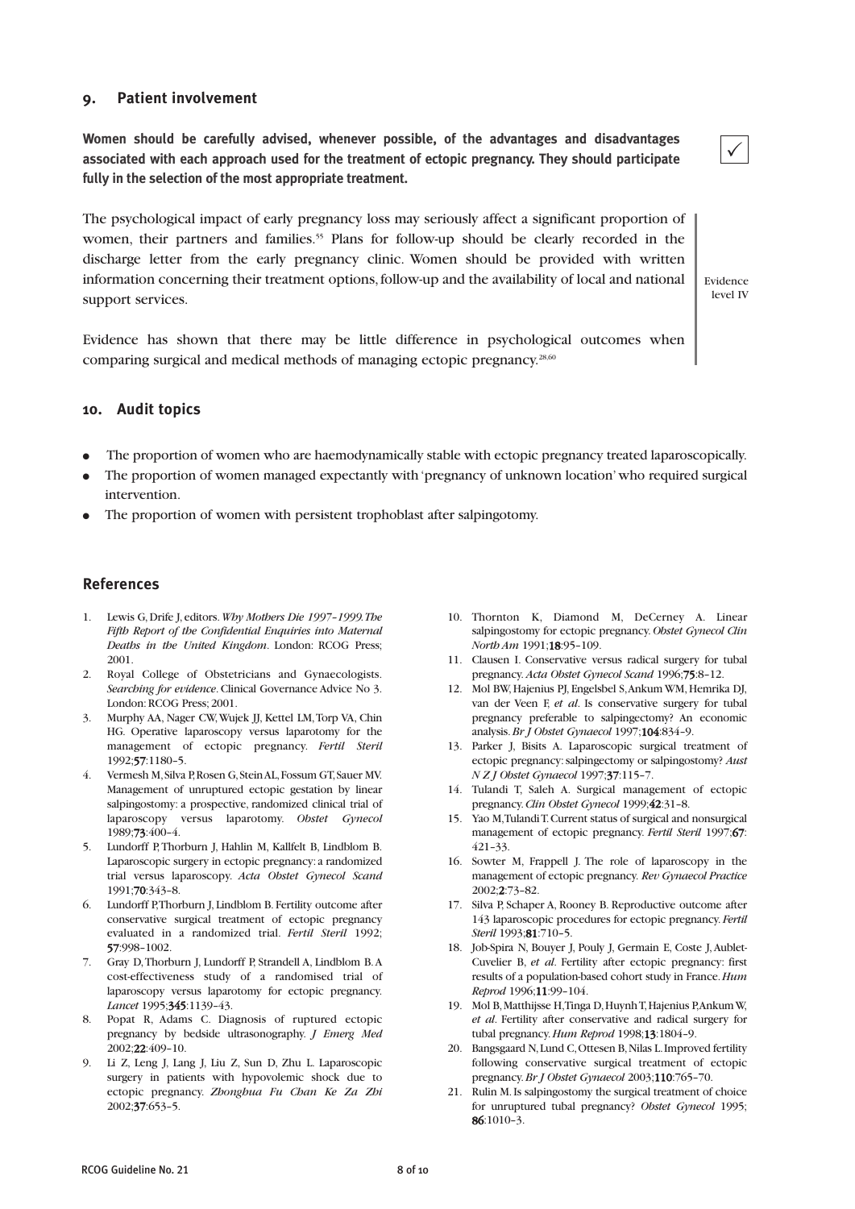## 9. Patient involvement

**Women should be carefully advised, whenever possible, of the advantages and disadvantages associated with each approach used for the treatment of ectopic pregnancy. They should participate fully in the selection of the most appropriate treatment.**

✓

The psychological impact of early pregnancy loss may seriously affect a significant proportion of women, their partners and families.[55] Plans for follow-up should be clearly recorded in the discharge letter from the early pregnancy clinic. Women should be provided with written information concerning their treatment options, follow-up and the availability of local and national support services.

Evidence level IV

Evidence has shown that there may be little difference in psychological outcomes when comparing surgical and medical methods of managing ectopic pregnancy.[28,60]

## 10. Audit topics

- The proportion of women who are haemodynamically stable with ectopic pregnancy treated laparoscopically.
- The proportion of women managed expectantly with 'pregnancy of unknown location' who required surgical intervention.
- The proportion of women with persistent trophoblast after salpingotomy.

## References

1. Lewis G, Drife J, editors. *Why Mothers Die 1997–1999. The Fifth Report of the Confidential Enquiries into Maternal Deaths in the United Kingdom*. London: RCOG Press; 2001.
2. Royal College of Obstetricians and Gynaecologists. *Searching for evidence*. Clinical Governance Advice No 3. London: RCOG Press; 2001.
3. Murphy AA, Nager CW, Wujek JJ, Kettel LM, Torp VA, Chin HG. Operative laparoscopy versus laparotomy for the management of ectopic pregnancy. *Fertil Steril* 1992;**57**:1180–5.
4. Vermesh M, Silva P, Rosen G, Stein AL, Fossum GT, Sauer MV. Management of unruptured ectopic gestation by linear salpingostomy: a prospective, randomized clinical trial of laparoscopy versus laparotomy. *Obstet Gynecol* 1989;**73**:400–4.
5. Lundorff P, Thorburn J, Hahlin M, Kallfelt B, Lindblom B. Laparoscopic surgery in ectopic pregnancy: a randomized trial versus laparoscopy. *Acta Obstet Gynecol Scand* 1991;**70**:343–8.
6. Lundorff P, Thorburn J, Lindblom B. Fertility outcome after conservative surgical treatment of ectopic pregnancy evaluated in a randomized trial. *Fertil Steril* 1992; **57**:998–1002.
7. Gray D, Thorburn J, Lundorff P, Strandell A, Lindblom B. A cost-effectiveness study of a randomised trial of laparoscopy versus laparotomy for ectopic pregnancy. *Lancet* 1995;**345**:1139–43.
8. Popat R, Adams C. Diagnosis of ruptured ectopic pregnancy by bedside ultrasonography. *J Emerg Med* 2002;**22**:409–10.
9. Li Z, Leng J, Lang J, Liu Z, Sun D, Zhu L. Laparoscopic surgery in patients with hypovolemic shock due to ectopic pregnancy. *Zhonghua Fu Chan Ke Za Zhi* 2002;**37**:653–5.
10. Thornton K, Diamond M, DeCerney A. Linear salpingostomy for ectopic pregnancy. *Obstet Gynecol Clin North Am* 1991;**18**:95–109.
11. Clausen I. Conservative versus radical surgery for tubal pregnancy. *Acta Obstet Gynecol Scand* 1996;**75**:8–12.
12. Mol BW, Hajenius PJ, Engelsbel S, Ankum WM, Hemrika DJ, van der Veen F, *et al*. Is conservative surgery for tubal pregnancy preferable to salpingectomy? An economic analysis. *Br J Obstet Gynaecol* 1997;**104**:834–9.
13. Parker J, Bisits A. Laparoscopic surgical treatment of ectopic pregnancy: salpingectomy or salpingostomy? *Aust N Z J Obstet Gynaecol* 1997;**37**:115–7.
14. Tulandi T, Saleh A. Surgical management of ectopic pregnancy. *Clin Obstet Gynecol* 1999;**42**:31–8.
15. Yao M, Tulandi T. Current status of surgical and nonsurgical management of ectopic pregnancy. *Fertil Steril* 1997;**67**: 421–33.
16. Sowter M, Frappell J. The role of laparoscopy in the management of ectopic pregnancy. *Rev Gynaecol Practice* 2002;**2**:73–82.
17. Silva P, Schaper A, Rooney B. Reproductive outcome after 143 laparoscopic procedures for ectopic pregnancy. *Fertil Steril* 1993;**81**:710–5.
18. Job-Spira N, Bouyer J, Pouly J, Germain E, Coste J, Aublet-Cuvelier B, *et al*. Fertility after ectopic pregnancy: first results of a population-based cohort study in France. *Hum Reprod* 1996;**11**:99–104.
19. Mol B, Matthijsse H, Tinga D, Huynh T, Hajenius P, Ankum W, *et al*. Fertility after conservative and radical surgery for tubal pregnancy. *Hum Reprod* 1998;**13**:1804–9.
20. Bangsgaard N, Lund C, Ottesen B, Nilas L. Improved fertility following conservative surgical treatment of ectopic pregnancy. *Br J Obstet Gynaecol* 2003;**110**:765–70.
21. Rulin M. Is salpingostomy the surgical treatment of choice for unruptured tubal pregnancy? *Obstet Gynecol* 1995; **86**:1010–3.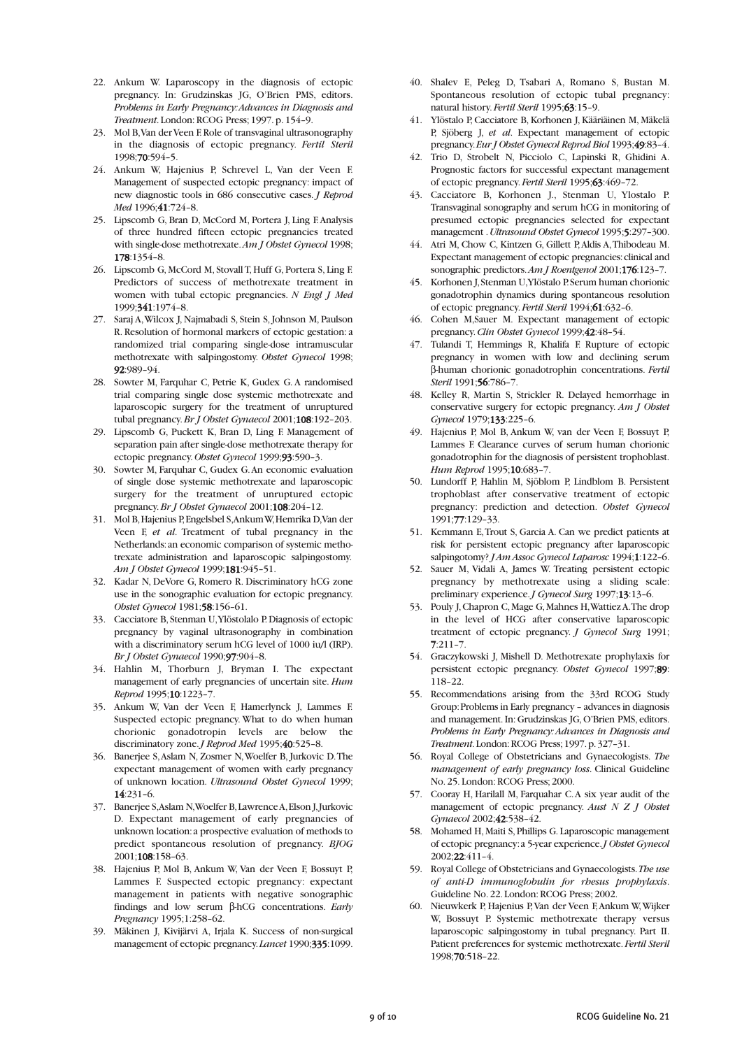22. Ankum W. Laparoscopy in the diagnosis of ectopic pregnancy. In: Grudzinskas JG, O'Brien PMS, editors. *Problems in Early Pregnancy: Advances in Diagnosis and Treatment*. London: RCOG Press; 1997. p. 154–9.
23. Mol B, Van der Veen F. Role of transvaginal ultrasonography in the diagnosis of ectopic pregnancy. *Fertil Steril* 1998;**70**:594–5.
24. Ankum W, Hajenius P, Schrevel L, Van der Veen F. Management of suspected ectopic pregnancy: impact of new diagnostic tools in 686 consecutive cases. *J Reprod Med* 1996;**41**:724–8.
25. Lipscomb G, Bran D, McCord M, Portera J, Ling F. Analysis of three hundred fifteen ectopic pregnancies treated with single-dose methotrexate. *Am J Obstet Gynecol* 1998; **178**:1354–8.
26. Lipscomb G, McCord M, Stovall T, Huff G, Portera S, Ling F. Predictors of success of methotrexate treatment in women with tubal ectopic pregnancies. *N Engl J Med* 1999;**341**:1974–8.
27. Saraj A, Wilcox J, Najmabadi S, Stein S, Johnson M, Paulson R. Resolution of hormonal markers of ectopic gestation: a randomized trial comparing single-dose intramuscular methotrexate with salpingostomy. *Obstet Gynecol* 1998; **92**:989–94.
28. Sowter M, Farquhar C, Petrie K, Gudex G. A randomised trial comparing single dose systemic methotrexate and laparoscopic surgery for the treatment of unruptured tubal pregnancy. *Br J Obstet Gynaecol* 2001;**108**:192–203.
29. Lipscomb G, Puckett K, Bran D, Ling F. Management of separation pain after single-dose methotrexate therapy for ectopic pregnancy. *Obstet Gynecol* 1999;**93**:590–3.
30. Sowter M, Farquhar C, Gudex G. An economic evaluation of single dose systemic methotrexate and laparoscopic surgery for the treatment of unruptured ectopic pregnancy. *Br J Obstet Gynaecol* 2001;**108**:204–12.
31. Mol B, Hajenius P, Engelsbel S, Ankum W, Hemrika D, Van der Veen F, *et al*. Treatment of tubal pregnancy in the Netherlands: an economic comparison of systemic methotrexate administration and laparoscopic salpingostomy. *Am J Obstet Gynecol* 1999;**181**:945–51.
32. Kadar N, DeVore G, Romero R. Discriminatory hCG zone use in the sonographic evaluation for ectopic pregnancy. *Obstet Gynecol* 1981;**58**:156–61.
33. Cacciatore B, Stenman U, Ylöstolalo P. Diagnosis of ectopic pregnancy by vaginal ultrasonography in combination with a discriminatory serum hCG level of 1000 iu/l (IRP). *Br J Obstet Gynaecol* 1990;**97**:904–8.
34. Hahlin M, Thorburn J, Bryman I. The expectant management of early pregnancies of uncertain site. *Hum Reprod* 1995;**10**:1223–7.
35. Ankum W, Van der Veen F, Hamerlynck J, Lammes F. Suspected ectopic pregnancy. What to do when human chorionic gonadotropin levels are below the discriminatory zone. *J Reprod Med* 1995;**40**:525–8.
36. Banerjee S, Aslam N, Zosmer N, Woelfer B, Jurkovic D. The expectant management of women with early pregnancy of unknown location. *Ultrasound Obstet Gynecol* 1999; **14**:231–6.
37. Banerjee S, Aslam N, Woelfer B, Lawrence A, Elson J, Jurkovic D. Expectant management of early pregnancies of unknown location: a prospective evaluation of methods to predict spontaneous resolution of pregnancy. *BJOG* 2001;**108**:158–63.
38. Hajenius P, Mol B, Ankum W, Van der Veen F, Bossuyt P, Lammes F. Suspected ectopic pregnancy: expectant management in patients with negative sonographic findings and low serum β-hCG concentrations. *Early Pregnancy* 1995;1:258–62.
39. Mäkinen J, Kivijärvi A, Irjala K. Success of non-surgical management of ectopic pregnancy. *Lancet* 1990;**335**:1099.
40. Shalev E, Peleg D, Tsabari A, Romano S, Bustan M. Spontaneous resolution of ectopic tubal pregnancy: natural history. *Fertil Steril* 1995;**63**:15–9.
41. Ylöstalo P, Cacciatore B, Korhonen J, Kääriäinen M, Mäkelä P, Sjöberg J, *et al*. Expectant management of ectopic pregnancy. *Eur J Obstet Gynecol Reprod Biol* 1993;**49**:83–4.
42. Trio D, Strobelt N, Picciolo C, Lapinski R, Ghidini A. Prognostic factors for successful expectant management of ectopic pregnancy. *Fertil Steril* 1995;**63**:469–72.
43. Cacciatore B, Korhonen J., Stenman U, Ylostalo P. Transvaginal sonography and serum hCG in monitoring of presumed ectopic pregnancies selected for expectant management . *Ultrasound Obstet Gynecol* 1995;**5**:297–300.
44. Atri M, Chow C, Kintzen G, Gillett P, Aldis A, Thibodeau M. Expectant management of ectopic pregnancies: clinical and sonographic predictors. *Am J Roentgenol* 2001;**176**:123–7.
45. Korhonen J, Stenman U, Ylöstalo P. Serum human chorionic gonadotrophin dynamics during spontaneous resolution of ectopic pregnancy. *Fertil Steril* 1994;**61**:632–6.
46. Cohen M, Sauer M. Expectant management of ectopic pregnancy. *Clin Obstet Gynecol* 1999;**42**:48–54.
47. Tulandi T, Hemmings R, Khalifa F. Rupture of ectopic pregnancy in women with low and declining serum β-human chorionic gonadotrophin concentrations. *Fertil Steril* 1991;**56**:786–7.
48. Kelley R, Martin S, Strickler R. Delayed hemorrhage in conservative surgery for ectopic pregnancy. *Am J Obstet Gynecol* 1979;**133**:225–6.
49. Hajenius P, Mol B, Ankum W, van der Veen F, Bossuyt P, Lammes F. Clearance curves of serum human chorionic gonadotrophin for the diagnosis of persistent trophoblast. *Hum Reprod* 1995;**10**:683–7.
50. Lundorff P, Hahlin M, Sjöblom P, Lindblom B. Persistent trophoblast after conservative treatment of ectopic pregnancy: prediction and detection. *Obstet Gynecol* 1991;**77**:129–33.
51. Kemmann E, Trout S, Garcia A. Can we predict patients at risk for persistent ectopic pregnancy after laparoscopic salpingotomy? *J Am Assoc Gynecol Laparosc* 1994;**1**:122–6.
52. Sauer M, Vidali A, James W. Treating persistent ectopic pregnancy by methotrexate using a sliding scale: preliminary experience. *J Gynecol Surg* 1997;**13**:13–6.
53. Pouly J, Chapron C, Mage G, Mahnes H, Wattiez A. The drop in the level of HCG after conservative laparoscopic treatment of ectopic pregnancy. *J Gynecol Surg* 1991; **7**:211–7.
54. Graczykowski J, Mishell D. Methotrexate prophylaxis for persistent ectopic pregnancy. *Obstet Gynecol* 1997;**89**: 118–22.
55. Recommendations arising from the 33rd RCOG Study Group: Problems in Early pregnancy – advances in diagnosis and management. In: Grudzinskas JG, O'Brien PMS, editors. *Problems in Early Pregnancy: Advances in Diagnosis and Treatment*. London: RCOG Press; 1997. p. 327–31.
56. Royal College of Obstetricians and Gynaecologists. *The management of early pregnancy loss*. Clinical Guideline No. 25. London: RCOG Press; 2000.
57. Cooray H, Harilall M, Farquahar C. A six year audit of the management of ectopic pregnancy. *Aust N Z J Obstet Gynaecol* 2002;**42**:538–42.
58. Mohamed H, Maiti S, Phillips G. Laparoscopic management of ectopic pregnancy: a 5-year experience. *J Obstet Gynecol* 2002;**22**:411–4.
59. Royal College of Obstetricians and Gynaecologists. *The use of anti-D immunoglobulin for rhesus prophylaxis*. Guideline No. 22. London: RCOG Press; 2002.
60. Nieuwkerk P, Hajenius P, Van der Veen F, Ankum W, Wijker W, Bossuyt P. Systemic methotrexate therapy versus laparoscopic salpingostomy in tubal pregnancy. Part II. Patient preferences for systemic methotrexate. *Fertil Steril* 1998;**70**:518–22.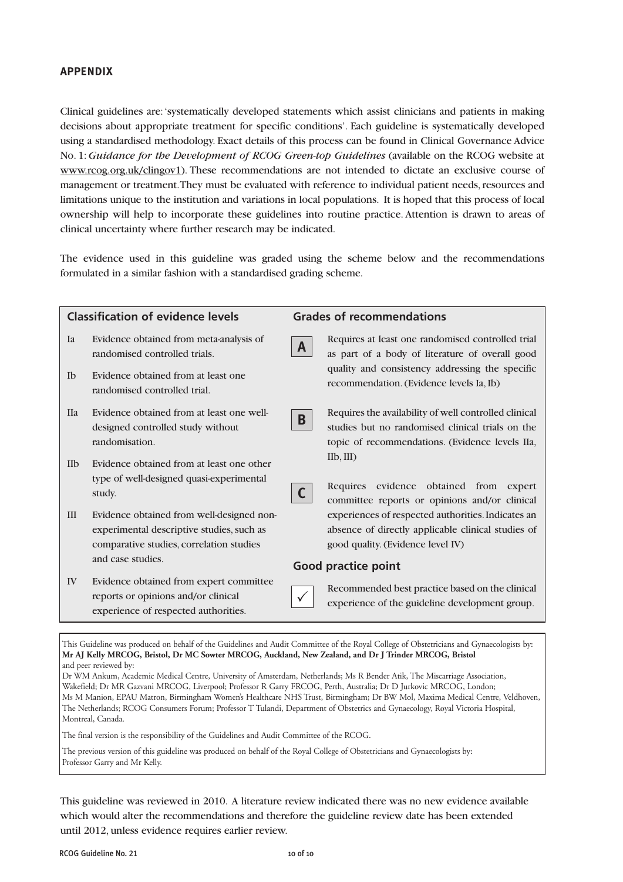## APPENDIX

Clinical guidelines are: 'systematically developed statements which assist clinicians and patients in making decisions about appropriate treatment for specific conditions'. Each guideline is systematically developed using a standardised methodology. Exact details of this process can be found in Clinical Governance Advice No. 1: *Guidance for the Development of RCOG Green-top Guidelines* (available on the RCOG website at www.rcog.org.uk/clingov1). These recommendations are not intended to dictate an exclusive course of management or treatment. They must be evaluated with reference to individual patient needs, resources and limitations unique to the institution and variations in local populations. It is hoped that this process of local ownership will help to incorporate these guidelines into routine practice. Attention is drawn to areas of clinical uncertainty where further research may be indicated.

The evidence used in this guideline was graded using the scheme below and the recommendations formulated in a similar fashion with a standardised grading scheme.

### Classification of evidence levels

- **Ia** Evidence obtained from meta-analysis of randomised controlled trials.
- **Ib** Evidence obtained from at least one randomised controlled trial.
- **IIa** Evidence obtained from at least one well-designed controlled study without randomisation.
- **IIb** Evidence obtained from at least one other type of well-designed quasi-experimental study.
- **III** Evidence obtained from well-designed non-experimental descriptive studies, such as comparative studies, correlation studies and case studies.
- **IV** Evidence obtained from expert committee reports or opinions and/or clinical experience of respected authorities.

### Grades of recommendations

- **A** Requires at least one randomised controlled trial as part of a body of literature of overall good quality and consistency addressing the specific recommendation. (Evidence levels Ia, Ib)
- **B** Requires the availability of well controlled clinical studies but no randomised clinical trials on the topic of recommendations. (Evidence levels IIa, IIb, III)
- **C** Requires evidence obtained from expert committee reports or opinions and/or clinical experiences of respected authorities. Indicates an absence of directly applicable clinical studies of good quality. (Evidence level IV)

### Good practice point

- ✓ Recommended best practice based on the clinical experience of the guideline development group.

This Guideline was produced on behalf of the Guidelines and Audit Committee of the Royal College of Obstetricians and Gynaecologists by:
**Mr AJ Kelly MRCOG, Bristol, Dr MC Sowter MRCOG, Auckland, New Zealand, and Dr J Trinder MRCOG, Bristol**
and peer reviewed by:
Dr WM Ankum, Academic Medical Centre, University of Amsterdam, Netherlands; Ms R Bender Atik, The Miscarriage Association, Wakefield; Dr MR Gazvani MRCOG, Liverpool; Professor R Garry FRCOG, Perth, Australia; Dr D Jurkovic MRCOG, London; Ms M Manion, EPAU Matron, Birmingham Women's Healthcare NHS Trust, Birmingham; Dr BW Mol, Maxima Medical Centre, Veldhoven, The Netherlands; RCOG Consumers Forum; Professor T Tulandi, Department of Obstetrics and Gynaecology, Royal Victoria Hospital, Montreal, Canada.

The final version is the responsibility of the Guidelines and Audit Committee of the RCOG.

The previous version of this guideline was produced on behalf of the Royal College of Obstetricians and Gynaecologists by:
Professor Garry and Mr Kelly.

This guideline was reviewed in 2010. A literature review indicated there was no new evidence available which would alter the recommendations and therefore the guideline review date has been extended until 2012, unless evidence requires earlier review.